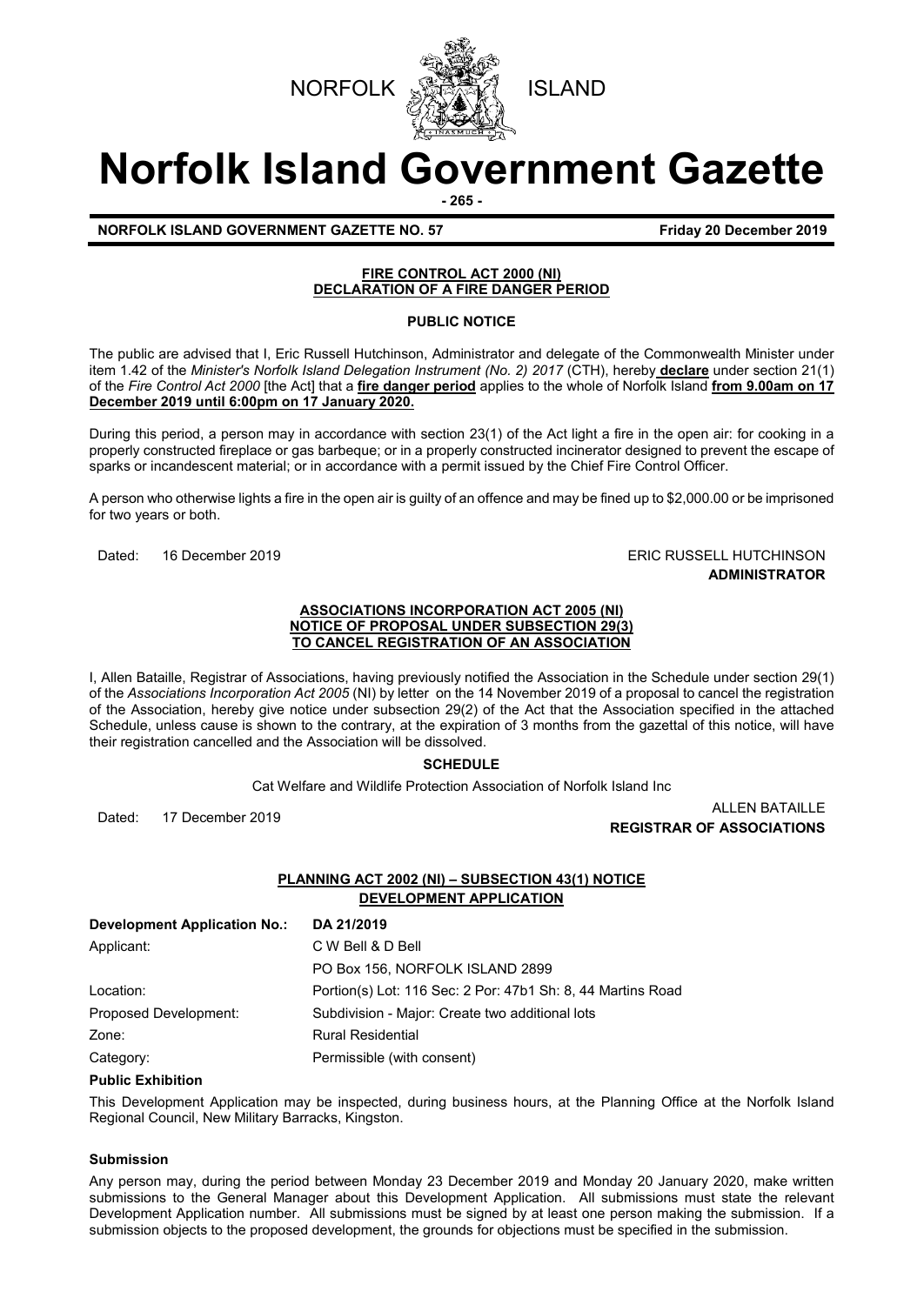NORFOLK ISLAND

# Norfolk Island Government Gazette

**NORFOLK ISLAND GOVERNMENT GAZETTE NO. 57** **Friday 20 December 2019**

## FIRE CONTROL ACT 2000 (NI) DECLARATION OF A FIRE DANGER PERIOD

### PUBLIC NOTICE

The public are advised that I, Eric Russell Hutchinson, Administrator and delegate of the Commonwealth Minister under item 1.42 of the *Minister's Norfolk Island Delegation Instrument (No. 2) 2017* (CTH), hereby **declare** under section 21(1) of the *Fire Control Act 2000* [the Act] that a **fire danger period** applies to the whole of Norfolk Island **from 9.00am on 17 December 2019 until 6:00pm on 17 January 2020.**

During this period, a person may in accordance with section 23(1) of the Act light a fire in the open air: for cooking in a properly constructed fireplace or gas barbeque; or in a properly constructed incinerator designed to prevent the escape of sparks or incandescent material; or in accordance with a permit issued by the Chief Fire Control Officer.

A person who otherwise lights a fire in the open air is guilty of an offence and may be fined up to $2,000.00 or be imprisoned for two years or both.

Dated: 16 December 2019

ERIC RUSSELL HUTCHINSON
**ADMINISTRATOR**

## ASSOCIATIONS INCORPORATION ACT 2005 (NI) NOTICE OF PROPOSAL UNDER SUBSECTION 29(3) TO CANCEL REGISTRATION OF AN ASSOCIATION

I, Allen Bataille, Registrar of Associations, having previously notified the Association in the Schedule under section 29(1) of the *Associations Incorporation Act 2005* (NI) by letter on the 14 November 2019 of a proposal to cancel the registration of the Association, hereby give notice under subsection 29(2) of the Act that the Association specified in the attached Schedule, unless cause is shown to the contrary, at the expiration of 3 months from the gazettal of this notice, will have their registration cancelled and the Association will be dissolved.

### SCHEDULE

Cat Welfare and Wildlife Protection Association of Norfolk Island Inc

Dated: 17 December 2019

ALLEN BATAILLE
**REGISTRAR OF ASSOCIATIONS**

## PLANNING ACT 2002 (NI) – SUBSECTION 43(1) NOTICE DEVELOPMENT APPLICATION

| **Development Application No.:** | **DA 21/2019** |
|---|---|
| Applicant: | C W Bell & D Bell<br>PO Box 156, NORFOLK ISLAND 2899 |
| Location: | Portion(s) Lot: 116 Sec: 2 Por: 47b1 Sh: 8, 44 Martins Road |
| Proposed Development: | Subdivision - Major: Create two additional lots |
| Zone: | Rural Residential |
| Category: | Permissible (with consent) |

**Public Exhibition**

This Development Application may be inspected, during business hours, at the Planning Office at the Norfolk Island Regional Council, New Military Barracks, Kingston.

**Submission**

Any person may, during the period between Monday 23 December 2019 and Monday 20 January 2020, make written submissions to the General Manager about this Development Application. All submissions must state the relevant Development Application number. All submissions must be signed by at least one person making the submission. If a submission objects to the proposed development, the grounds for objections must be specified in the submission.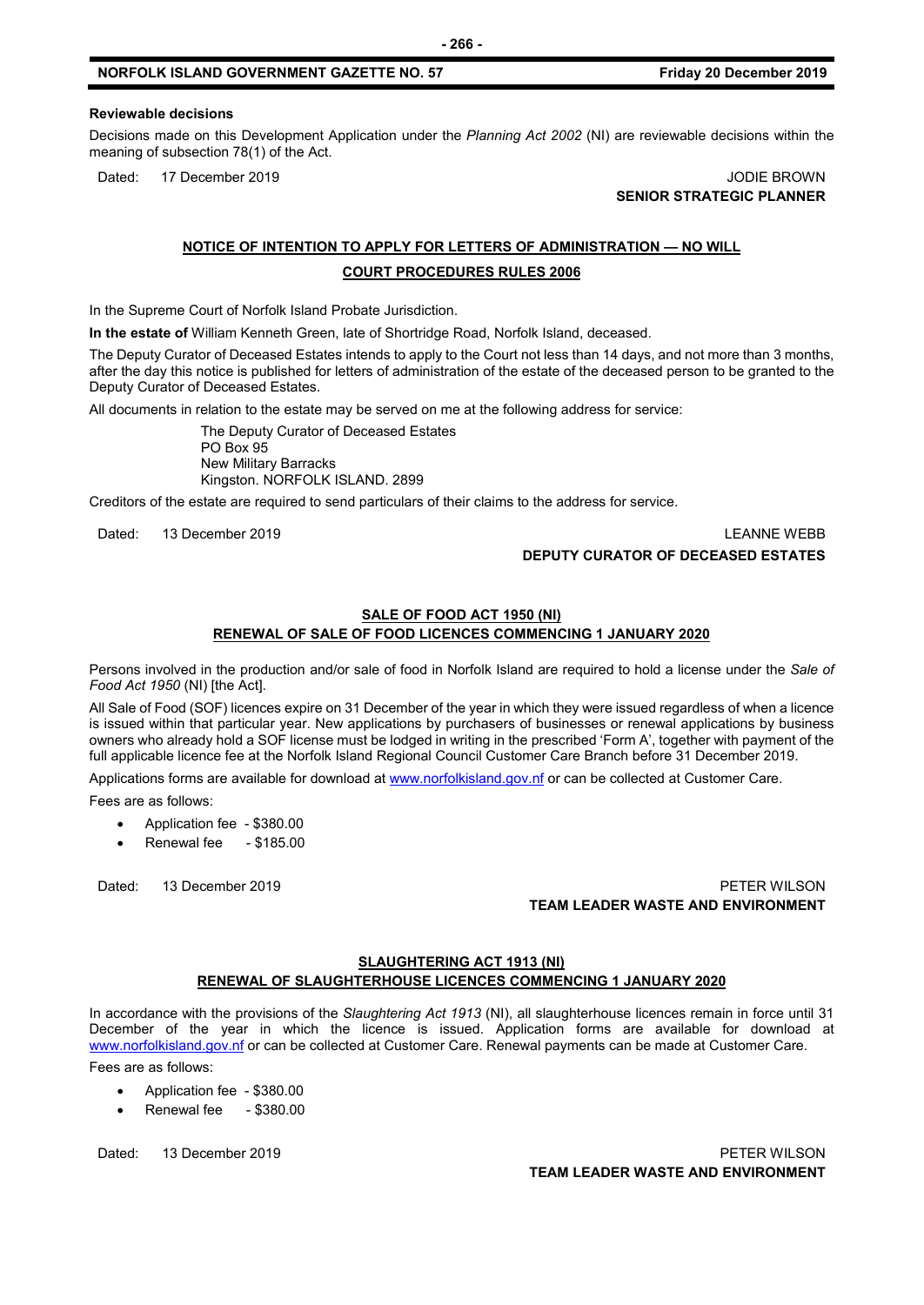**Reviewable decisions**

Decisions made on this Development Application under the *Planning Act 2002* (NI) are reviewable decisions within the meaning of subsection 78(1) of the Act.

Dated: 17 December 2019

JODIE BROWN
**SENIOR STRATEGIC PLANNER**

## NOTICE OF INTENTION TO APPLY FOR LETTERS OF ADMINISTRATION — NO WILL

## COURT PROCEDURES RULES 2006

In the Supreme Court of Norfolk Island Probate Jurisdiction.

**In the estate of** William Kenneth Green, late of Shortridge Road, Norfolk Island, deceased.

The Deputy Curator of Deceased Estates intends to apply to the Court not less than 14 days, and not more than 3 months, after the day this notice is published for letters of administration of the estate of the deceased person to be granted to the Deputy Curator of Deceased Estates.

All documents in relation to the estate may be served on me at the following address for service:

The Deputy Curator of Deceased Estates
PO Box 95
New Military Barracks
Kingston. NORFOLK ISLAND. 2899

Creditors of the estate are required to send particulars of their claims to the address for service.

Dated: 13 December 2019

LEANNE WEBB
**DEPUTY CURATOR OF DECEASED ESTATES**

## SALE OF FOOD ACT 1950 (NI)
## RENEWAL OF SALE OF FOOD LICENCES COMMENCING 1 JANUARY 2020

Persons involved in the production and/or sale of food in Norfolk Island are required to hold a license under the *Sale of Food Act 1950* (NI) [the Act].

All Sale of Food (SOF) licences expire on 31 December of the year in which they were issued regardless of when a licence is issued within that particular year. New applications by purchasers of businesses or renewal applications by business owners who already hold a SOF license must be lodged in writing in the prescribed 'Form A', together with payment of the full applicable licence fee at the Norfolk Island Regional Council Customer Care Branch before 31 December 2019.

Applications forms are available for download at www.norfolkisland.gov.nf or can be collected at Customer Care.

Fees are as follows:

- Application fee - $380.00
- Renewal fee - $185.00

Dated: 13 December 2019

PETER WILSON
**TEAM LEADER WASTE AND ENVIRONMENT**

## SLAUGHTERING ACT 1913 (NI)
## RENEWAL OF SLAUGHTERHOUSE LICENCES COMMENCING 1 JANUARY 2020

In accordance with the provisions of the *Slaughtering Act 1913* (NI), all slaughterhouse licences remain in force until 31 December of the year in which the licence is issued. Application forms are available for download at www.norfolkisland.gov.nf or can be collected at Customer Care. Renewal payments can be made at Customer Care.

Fees are as follows:

- Application fee - $380.00
- Renewal fee - $380.00

Dated: 13 December 2019

PETER WILSON
**TEAM LEADER WASTE AND ENVIRONMENT**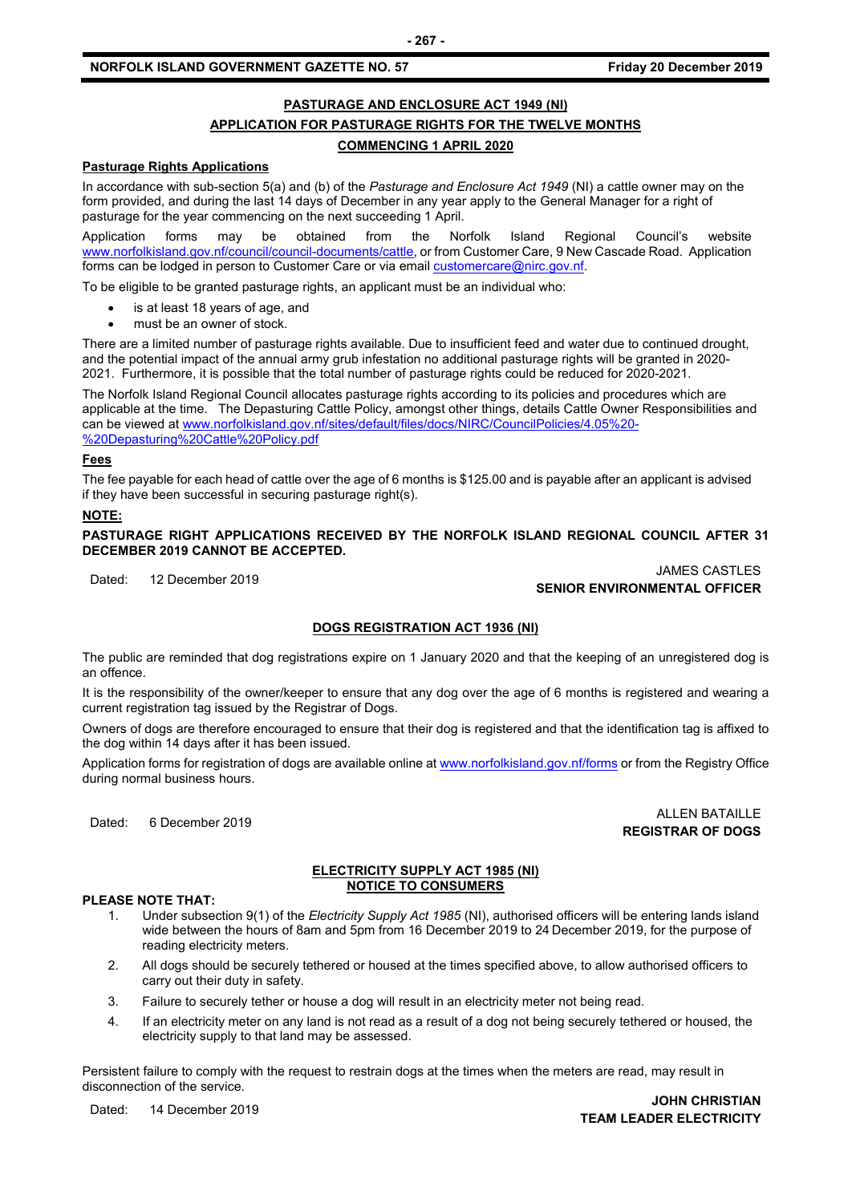## PASTURAGE AND ENCLOSURE ACT 1949 (NI)

## APPLICATION FOR PASTURAGE RIGHTS FOR THE TWELVE MONTHS

## COMMENCING 1 APRIL 2020

**Pasturage Rights Applications**

In accordance with sub-section 5(a) and (b) of the *Pasturage and Enclosure Act 1949* (NI) a cattle owner may on the form provided, and during the last 14 days of December in any year apply to the General Manager for a right of pasturage for the year commencing on the next succeeding 1 April.

Application forms may be obtained from the Norfolk Island Regional Council's website www.norfolkisland.gov.nf/council/council-documents/cattle, or from Customer Care, 9 New Cascade Road. Application forms can be lodged in person to Customer Care or via email customercare@nirc.gov.nf.

To be eligible to be granted pasturage rights, an applicant must be an individual who:

- is at least 18 years of age, and
- must be an owner of stock.

There are a limited number of pasturage rights available. Due to insufficient feed and water due to continued drought, and the potential impact of the annual army grub infestation no additional pasturage rights will be granted in 2020-2021. Furthermore, it is possible that the total number of pasturage rights could be reduced for 2020-2021.

The Norfolk Island Regional Council allocates pasturage rights according to its policies and procedures which are applicable at the time. The Depasturing Cattle Policy, amongst other things, details Cattle Owner Responsibilities and can be viewed at www.norfolkisland.gov.nf/sites/default/files/docs/NIRC/CouncilPolicies/4.05%20-%20Depasturing%20Cattle%20Policy.pdf

**Fees**

The fee payable for each head of cattle over the age of 6 months is $125.00 and is payable after an applicant is advised if they have been successful in securing pasturage right(s).

**NOTE:**

**PASTURAGE RIGHT APPLICATIONS RECEIVED BY THE NORFOLK ISLAND REGIONAL COUNCIL AFTER 31 DECEMBER 2019 CANNOT BE ACCEPTED.**

Dated: 12 December 2019

JAMES CASTLES
**SENIOR ENVIRONMENTAL OFFICER**

## DOGS REGISTRATION ACT 1936 (NI)

The public are reminded that dog registrations expire on 1 January 2020 and that the keeping of an unregistered dog is an offence.

It is the responsibility of the owner/keeper to ensure that any dog over the age of 6 months is registered and wearing a current registration tag issued by the Registrar of Dogs.

Owners of dogs are therefore encouraged to ensure that their dog is registered and that the identification tag is affixed to the dog within 14 days after it has been issued.

Application forms for registration of dogs are available online at www.norfolkisland.gov.nf/forms or from the Registry Office during normal business hours.

Dated: 6 December 2019

ALLEN BATAILLE
**REGISTRAR OF DOGS**

## ELECTRICITY SUPPLY ACT 1985 (NI)
## NOTICE TO CONSUMERS

**PLEASE NOTE THAT:**

1. Under subsection 9(1) of the *Electricity Supply Act 1985* (NI), authorised officers will be entering lands island wide between the hours of 8am and 5pm from 16 December 2019 to 24 December 2019, for the purpose of reading electricity meters.
2. All dogs should be securely tethered or housed at the times specified above, to allow authorised officers to carry out their duty in safety.
3. Failure to securely tether or house a dog will result in an electricity meter not being read.
4. If an electricity meter on any land is not read as a result of a dog not being securely tethered or housed, the electricity supply to that land may be assessed.

Persistent failure to comply with the request to restrain dogs at the times when the meters are read, may result in disconnection of the service.

Dated: 14 December 2019

**JOHN CHRISTIAN**
**TEAM LEADER ELECTRICITY**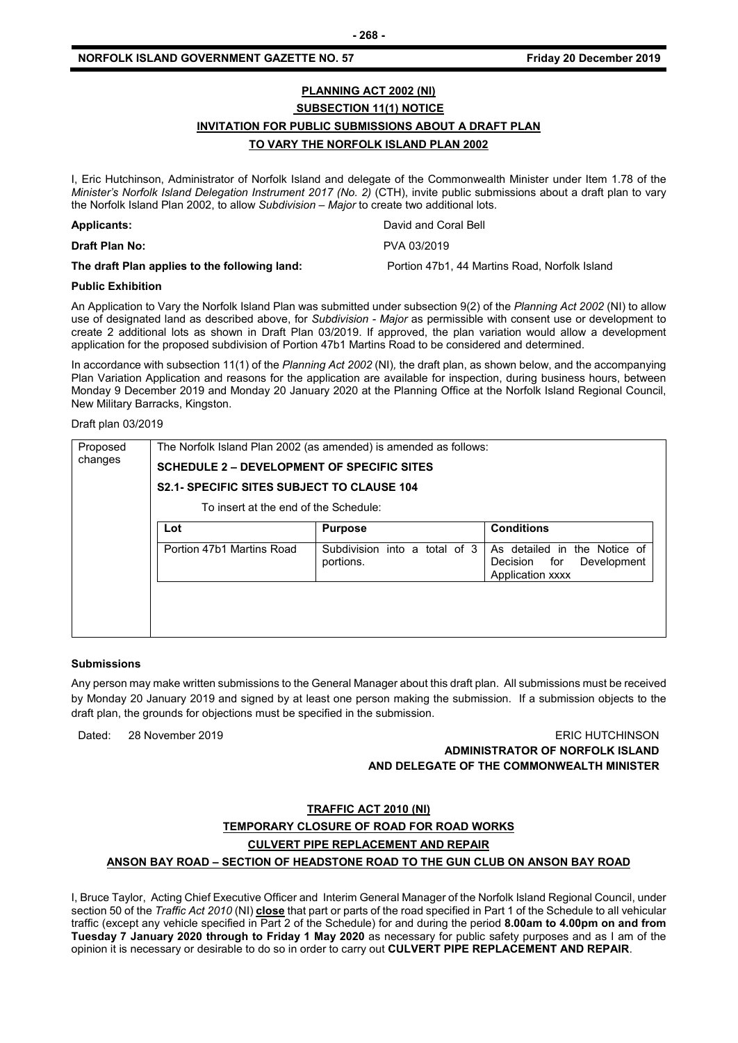## PLANNING ACT 2002 (NI)

## SUBSECTION 11(1) NOTICE

## INVITATION FOR PUBLIC SUBMISSIONS ABOUT A DRAFT PLAN TO VARY THE NORFOLK ISLAND PLAN 2002

I, Eric Hutchinson, Administrator of Norfolk Island and delegate of the Commonwealth Minister under Item 1.78 of the *Minister's Norfolk Island Delegation Instrument 2017 (No. 2)* (CTH), invite public submissions about a draft plan to vary the Norfolk Island Plan 2002, to allow *Subdivision – Major* to create two additional lots.

**Applicants:** David and Coral Bell

**Draft Plan No:** PVA 03/2019

**The draft Plan applies to the following land:** Portion 47b1, 44 Martins Road, Norfolk Island

**Public Exhibition**

An Application to Vary the Norfolk Island Plan was submitted under subsection 9(2) of the *Planning Act 2002* (NI) to allow use of designated land as described above, for *Subdivision - Major* as permissible with consent use or development to create 2 additional lots as shown in Draft Plan 03/2019. If approved, the plan variation would allow a development application for the proposed subdivision of Portion 47b1 Martins Road to be considered and determined.

In accordance with subsection 11(1) of the *Planning Act 2002* (NI), the draft plan, as shown below, and the accompanying Plan Variation Application and reasons for the application are available for inspection, during business hours, between Monday 9 December 2019 and Monday 20 January 2020 at the Planning Office at the Norfolk Island Regional Council, New Military Barracks, Kingston.

Draft plan 03/2019

| Proposed changes | The Norfolk Island Plan 2002 (as amended) is amended as follows: | | |
|---|---|---|---|
| | **SCHEDULE 2 – DEVELOPMENT OF SPECIFIC SITES** | | |
| | **S2.1- SPECIFIC SITES SUBJECT TO CLAUSE 104** | | |
| | To insert at the end of the Schedule: | | |
| | **Lot** | **Purpose** | **Conditions** |
| | Portion 47b1 Martins Road | Subdivision into a total of 3 portions. | As detailed in the Notice of Decision for Development Application xxxx |

**Submissions**

Any person may make written submissions to the General Manager about this draft plan. All submissions must be received by Monday 20 January 2019 and signed by at least one person making the submission. If a submission objects to the draft plan, the grounds for objections must be specified in the submission.

Dated: 28 November 2019

ERIC HUTCHINSON
**ADMINISTRATOR OF NORFOLK ISLAND AND DELEGATE OF THE COMMONWEALTH MINISTER**

## TRAFFIC ACT 2010 (NI)

## TEMPORARY CLOSURE OF ROAD FOR ROAD WORKS

## CULVERT PIPE REPLACEMENT AND REPAIR

## ANSON BAY ROAD – SECTION OF HEADSTONE ROAD TO THE GUN CLUB ON ANSON BAY ROAD

I, Bruce Taylor, Acting Chief Executive Officer and Interim General Manager of the Norfolk Island Regional Council, under section 50 of the *Traffic Act 2010* (NI) **close** that part or parts of the road specified in Part 1 of the Schedule to all vehicular traffic (except any vehicle specified in Part 2 of the Schedule) for and during the period **8.00am to 4.00pm on and from Tuesday 7 January 2020 through to Friday 1 May 2020** as necessary for public safety purposes and as I am of the opinion it is necessary or desirable to do so in order to carry out **CULVERT PIPE REPLACEMENT AND REPAIR**.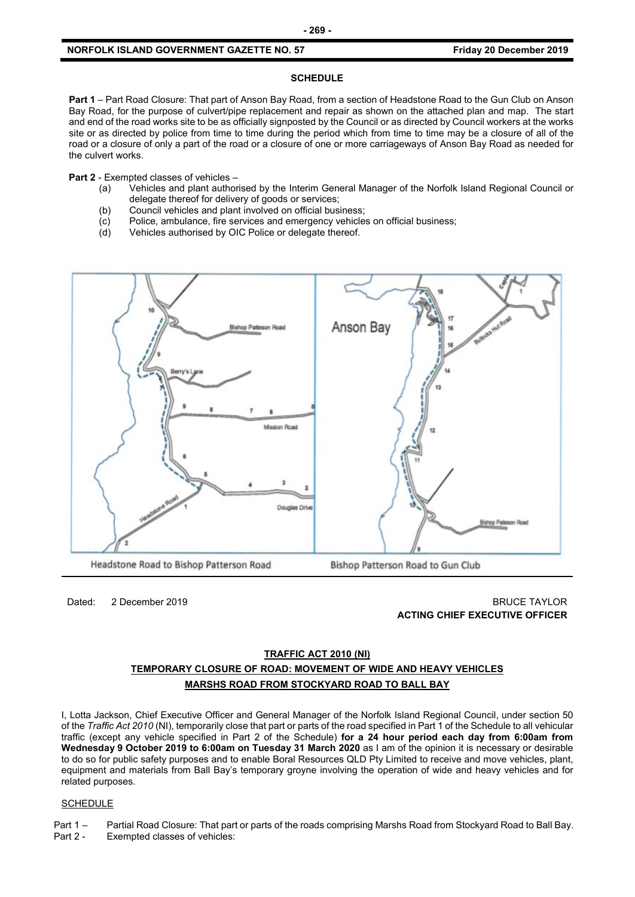**SCHEDULE**

**Part 1** – Part Road Closure: That part of Anson Bay Road, from a section of Headstone Road to the Gun Club on Anson Bay Road, for the purpose of culvert/pipe replacement and repair as shown on the attached plan and map. The start and end of the road works site to be as officially signposted by the Council or as directed by Council workers at the works site or as directed by police from time to time during the period which from time to time may be a closure of all of the road or a closure of only a part of the road or a closure of one or more carriageways of Anson Bay Road as needed for the culvert works.

**Part 2** - Exempted classes of vehicles –

- (a) Vehicles and plant authorised by the Interim General Manager of the Norfolk Island Regional Council or delegate thereof for delivery of goods or services;
- (b) Council vehicles and plant involved on official business;
- (c) Police, ambulance, fire services and emergency vehicles on official business;
- (d) Vehicles authorised by OIC Police or delegate thereof.

Headstone Road to Bishop Patterson Road | Bishop Patterson Road to Gun Club

Dated: 2 December 2019

BRUCE TAYLOR
**ACTING CHIEF EXECUTIVE OFFICER**

**TRAFFIC ACT 2010 (NI)**

**TEMPORARY CLOSURE OF ROAD: MOVEMENT OF WIDE AND HEAVY VEHICLES**

**MARSHS ROAD FROM STOCKYARD ROAD TO BALL BAY**

I, Lotta Jackson, Chief Executive Officer and General Manager of the Norfolk Island Regional Council, under section 50 of the *Traffic Act 2010* (NI), temporarily close that part or parts of the road specified in Part 1 of the Schedule to all vehicular traffic (except any vehicle specified in Part 2 of the Schedule) **for a 24 hour period each day from 6:00am from Wednesday 9 October 2019 to 6:00am on Tuesday 31 March 2020** as I am of the opinion it is necessary or desirable to do so for public safety purposes and to enable Boral Resources QLD Pty Limited to receive and move vehicles, plant, equipment and materials from Ball Bay's temporary groyne involving the operation of wide and heavy vehicles and for related purposes.

SCHEDULE

Part 1 – Partial Road Closure: That part or parts of the roads comprising Marshs Road from Stockyard Road to Ball Bay.

Part 2 - Exempted classes of vehicles: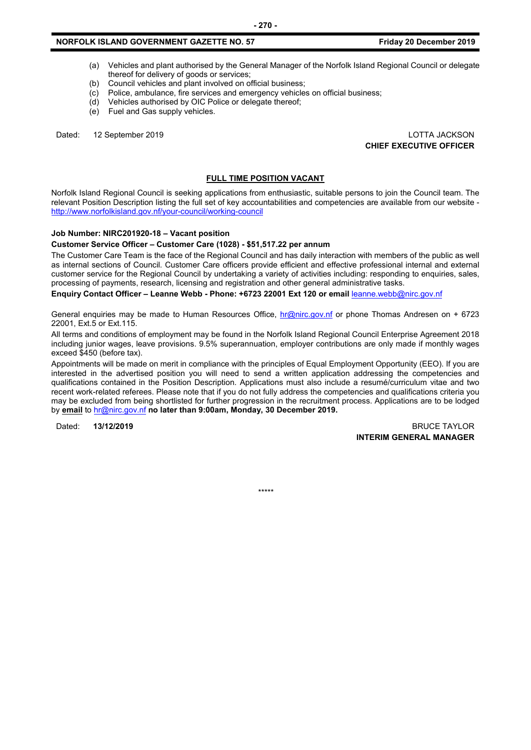(a) Vehicles and plant authorised by the General Manager of the Norfolk Island Regional Council or delegate thereof for delivery of goods or services;
(b) Council vehicles and plant involved on official business;
(c) Police, ambulance, fire services and emergency vehicles on official business;
(d) Vehicles authorised by OIC Police or delegate thereof;
(e) Fuel and Gas supply vehicles.

Dated: 12 September 2019

LOTTA JACKSON
**CHIEF EXECUTIVE OFFICER**

## FULL TIME POSITION VACANT

Norfolk Island Regional Council is seeking applications from enthusiastic, suitable persons to join the Council team. The relevant Position Description listing the full set of key accountabilities and competencies are available from our website - http://www.norfolkisland.gov.nf/your-council/working-council

**Job Number: NIRC201920-18 – Vacant position**

**Customer Service Officer – Customer Care (1028) - $51,517.22 per annum**

The Customer Care Team is the face of the Regional Council and has daily interaction with members of the public as well as internal sections of Council. Customer Care officers provide efficient and effective professional internal and external customer service for the Regional Council by undertaking a variety of activities including: responding to enquiries, sales, processing of payments, research, licensing and registration and other general administrative tasks.

**Enquiry Contact Officer – Leanne Webb - Phone: +6723 22001 Ext 120 or email** leanne.webb@nirc.gov.nf

General enquiries may be made to Human Resources Office, hr@nirc.gov.nf or phone Thomas Andresen on + 6723 22001, Ext.5 or Ext.115.

All terms and conditions of employment may be found in the Norfolk Island Regional Council Enterprise Agreement 2018 including junior wages, leave provisions. 9.5% superannuation, employer contributions are only made if monthly wages exceed $450 (before tax).

Appointments will be made on merit in compliance with the principles of Equal Employment Opportunity (EEO). If you are interested in the advertised position you will need to send a written application addressing the competencies and qualifications contained in the Position Description. Applications must also include a resumé/curriculum vitae and two recent work-related referees. Please note that if you do not fully address the competencies and qualifications criteria you may be excluded from being shortlisted for further progression in the recruitment process. Applications are to be lodged by **email** to hr@nirc.gov.nf **no later than 9:00am, Monday, 30 December 2019.**

Dated: **13/12/2019**

BRUCE TAYLOR
**INTERIM GENERAL MANAGER**

*****